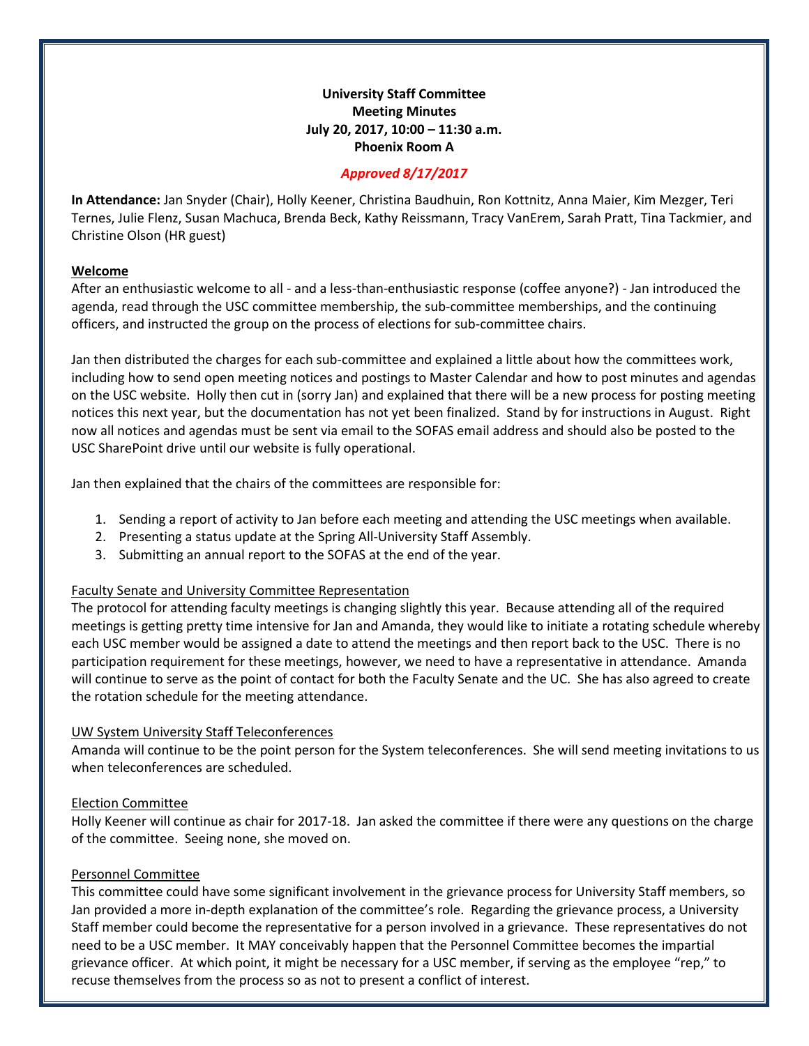**University Staff Committee**
**Meeting Minutes**
**July 20, 2017, 10:00 – 11:30 a.m.**
**Phoenix Room A**

***Approved 8/17/2017***

**In Attendance:** Jan Snyder (Chair), Holly Keener, Christina Baudhuin, Ron Kottnitz, Anna Maier, Kim Mezger, Teri Ternes, Julie Flenz, Susan Machuca, Brenda Beck, Kathy Reissmann, Tracy VanErem, Sarah Pratt, Tina Tackmier, and Christine Olson (HR guest)

## Welcome

After an enthusiastic welcome to all - and a less-than-enthusiastic response (coffee anyone?) - Jan introduced the agenda, read through the USC committee membership, the sub-committee memberships, and the continuing officers, and instructed the group on the process of elections for sub-committee chairs.

Jan then distributed the charges for each sub-committee and explained a little about how the committees work, including how to send open meeting notices and postings to Master Calendar and how to post minutes and agendas on the USC website. Holly then cut in (sorry Jan) and explained that there will be a new process for posting meeting notices this next year, but the documentation has not yet been finalized. Stand by for instructions in August. Right now all notices and agendas must be sent via email to the SOFAS email address and should also be posted to the USC SharePoint drive until our website is fully operational.

Jan then explained that the chairs of the committees are responsible for:

1. Sending a report of activity to Jan before each meeting and attending the USC meetings when available.
2. Presenting a status update at the Spring All-University Staff Assembly.
3. Submitting an annual report to the SOFAS at the end of the year.

### Faculty Senate and University Committee Representation

The protocol for attending faculty meetings is changing slightly this year. Because attending all of the required meetings is getting pretty time intensive for Jan and Amanda, they would like to initiate a rotating schedule whereby each USC member would be assigned a date to attend the meetings and then report back to the USC. There is no participation requirement for these meetings, however, we need to have a representative in attendance. Amanda will continue to serve as the point of contact for both the Faculty Senate and the UC. She has also agreed to create the rotation schedule for the meeting attendance.

### UW System University Staff Teleconferences

Amanda will continue to be the point person for the System teleconferences. She will send meeting invitations to us when teleconferences are scheduled.

### Election Committee

Holly Keener will continue as chair for 2017-18. Jan asked the committee if there were any questions on the charge of the committee. Seeing none, she moved on.

### Personnel Committee

This committee could have some significant involvement in the grievance process for University Staff members, so Jan provided a more in-depth explanation of the committee's role. Regarding the grievance process, a University Staff member could become the representative for a person involved in a grievance. These representatives do not need to be a USC member. It MAY conceivably happen that the Personnel Committee becomes the impartial grievance officer. At which point, it might be necessary for a USC member, if serving as the employee "rep," to recuse themselves from the process so as not to present a conflict of interest.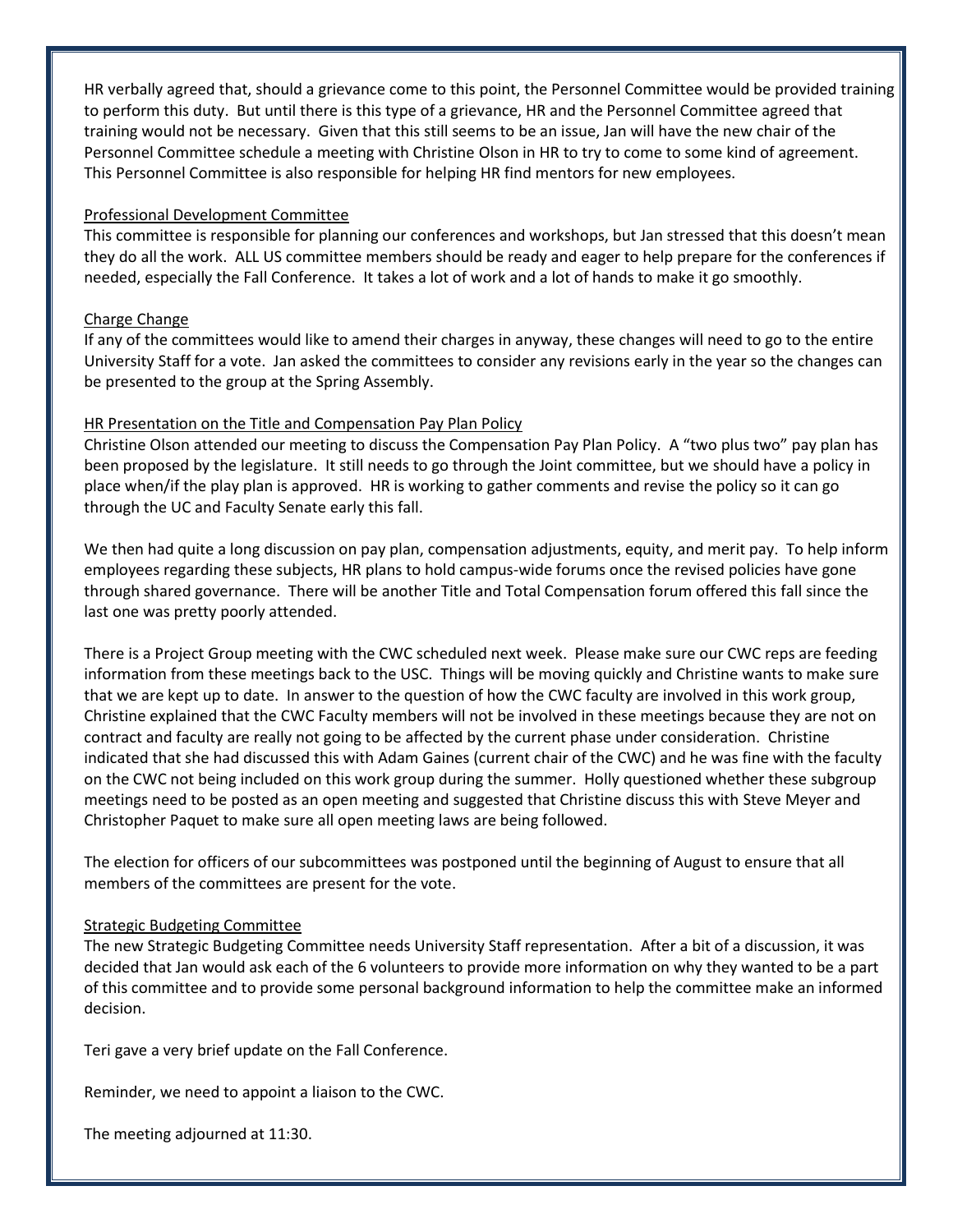HR verbally agreed that, should a grievance come to this point, the Personnel Committee would be provided training to perform this duty. But until there is this type of a grievance, HR and the Personnel Committee agreed that training would not be necessary. Given that this still seems to be an issue, Jan will have the new chair of the Personnel Committee schedule a meeting with Christine Olson in HR to try to come to some kind of agreement. This Personnel Committee is also responsible for helping HR find mentors for new employees.

Professional Development Committee

This committee is responsible for planning our conferences and workshops, but Jan stressed that this doesn't mean they do all the work. ALL US committee members should be ready and eager to help prepare for the conferences if needed, especially the Fall Conference. It takes a lot of work and a lot of hands to make it go smoothly.

Charge Change

If any of the committees would like to amend their charges in anyway, these changes will need to go to the entire University Staff for a vote. Jan asked the committees to consider any revisions early in the year so the changes can be presented to the group at the Spring Assembly.

HR Presentation on the Title and Compensation Pay Plan Policy

Christine Olson attended our meeting to discuss the Compensation Pay Plan Policy. A "two plus two" pay plan has been proposed by the legislature. It still needs to go through the Joint committee, but we should have a policy in place when/if the play plan is approved. HR is working to gather comments and revise the policy so it can go through the UC and Faculty Senate early this fall.

We then had quite a long discussion on pay plan, compensation adjustments, equity, and merit pay. To help inform employees regarding these subjects, HR plans to hold campus-wide forums once the revised policies have gone through shared governance. There will be another Title and Total Compensation forum offered this fall since the last one was pretty poorly attended.

There is a Project Group meeting with the CWC scheduled next week. Please make sure our CWC reps are feeding information from these meetings back to the USC. Things will be moving quickly and Christine wants to make sure that we are kept up to date. In answer to the question of how the CWC faculty are involved in this work group, Christine explained that the CWC Faculty members will not be involved in these meetings because they are not on contract and faculty are really not going to be affected by the current phase under consideration. Christine indicated that she had discussed this with Adam Gaines (current chair of the CWC) and he was fine with the faculty on the CWC not being included on this work group during the summer. Holly questioned whether these subgroup meetings need to be posted as an open meeting and suggested that Christine discuss this with Steve Meyer and Christopher Paquet to make sure all open meeting laws are being followed.

The election for officers of our subcommittees was postponed until the beginning of August to ensure that all members of the committees are present for the vote.

Strategic Budgeting Committee

The new Strategic Budgeting Committee needs University Staff representation. After a bit of a discussion, it was decided that Jan would ask each of the 6 volunteers to provide more information on why they wanted to be a part of this committee and to provide some personal background information to help the committee make an informed decision.

Teri gave a very brief update on the Fall Conference.

Reminder, we need to appoint a liaison to the CWC.

The meeting adjourned at 11:30.